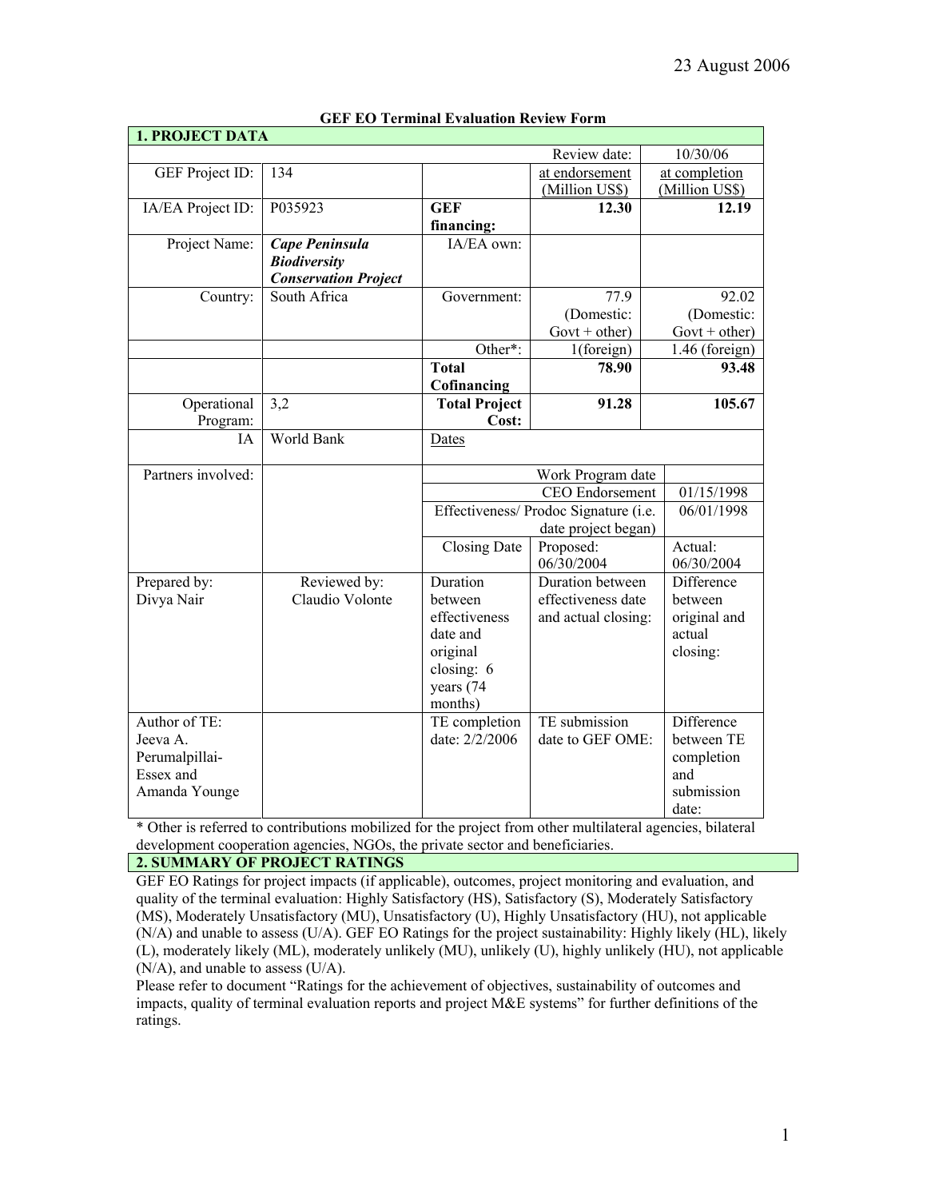23 August 2006

**GEF EO Terminal Evaluation Review Form**

| **1. PROJECT DATA** | | | | |
|---|---|---|---|---|
| | | | Review date: | 10/30/06 |
| GEF Project ID: | 134 | | at endorsement (Million US$) | at completion (Million US$) |
| IA/EA Project ID: | P035923 | **GEF financing:** | **12.30** | **12.19** |
| Project Name: | ***Cape Peninsula Biodiversity Conservation Project*** | IA/EA own: | | |
| Country: | South Africa | Government: | 77.9 (Domestic: Govt + other) | 92.02 (Domestic: Govt + other) |
| | | Other*: | 1(foreign) | 1.46 (foreign) |
| | | **Total Cofinancing** | **78.90** | **93.48** |
| Operational Program: | 3,2 | **Total Project Cost:** | **91.28** | **105.67** |
| IA | World Bank | Dates | | |
| Partners involved: | | | Work Program date | |
| | | | CEO Endorsement | 01/15/1998 |
| | | | Effectiveness/ Prodoc Signature (i.e. date project began) | 06/01/1998 |
| | | Closing Date | Proposed: 06/30/2004 | Actual: 06/30/2004 |
| Prepared by: Divya Nair | Reviewed by: Claudio Volonte | Duration between effectiveness date and original closing: 6 years (74 months) | Duration between effectiveness date and actual closing: | Difference between original and actual closing: |
| Author of TE: Jeeva A. Perumalpillai-Essex and Amanda Younge | | TE completion date: 2/2/2006 | TE submission date to GEF OME: | Difference between TE completion and submission date: |

\* Other is referred to contributions mobilized for the project from other multilateral agencies, bilateral development cooperation agencies, NGOs, the private sector and beneficiaries.

## 2. SUMMARY OF PROJECT RATINGS

GEF EO Ratings for project impacts (if applicable), outcomes, project monitoring and evaluation, and quality of the terminal evaluation: Highly Satisfactory (HS), Satisfactory (S), Moderately Satisfactory (MS), Moderately Unsatisfactory (MU), Unsatisfactory (U), Highly Unsatisfactory (HU), not applicable (N/A) and unable to assess (U/A). GEF EO Ratings for the project sustainability: Highly likely (HL), likely (L), moderately likely (ML), moderately unlikely (MU), unlikely (U), highly unlikely (HU), not applicable (N/A), and unable to assess (U/A).

Please refer to document "Ratings for the achievement of objectives, sustainability of outcomes and impacts, quality of terminal evaluation reports and project M&E systems" for further definitions of the ratings.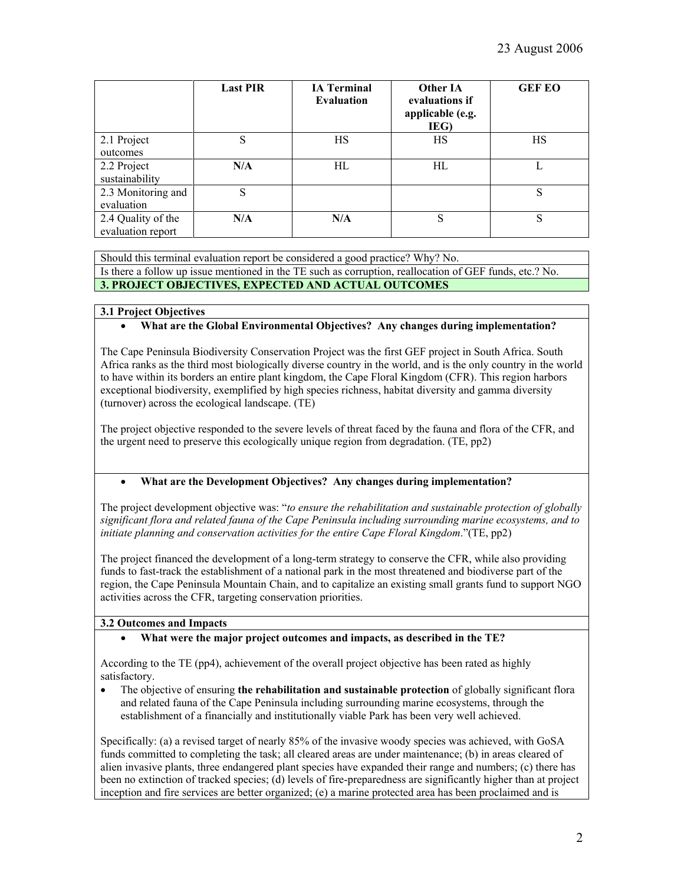| | Last PIR | IA Terminal Evaluation | Other IA evaluations if applicable (e.g. IEG) | GEF EO |
|---|---|---|---|---|
| 2.1 Project outcomes | S | HS | HS | HS |
| 2.2 Project sustainability | **N/A** | HL | HL | L |
| 2.3 Monitoring and evaluation | S | | | S |
| 2.4 Quality of the evaluation report | **N/A** | **N/A** | S | S |

Should this terminal evaluation report be considered a good practice? Why? No.

Is there a follow up issue mentioned in the TE such as corruption, reallocation of GEF funds, etc.? No.

**3. PROJECT OBJECTIVES, EXPECTED AND ACTUAL OUTCOMES**

**3.1 Project Objectives**

- **What are the Global Environmental Objectives? Any changes during implementation?**

The Cape Peninsula Biodiversity Conservation Project was the first GEF project in South Africa. South Africa ranks as the third most biologically diverse country in the world, and is the only country in the world to have within its borders an entire plant kingdom, the Cape Floral Kingdom (CFR). This region harbors exceptional biodiversity, exemplified by high species richness, habitat diversity and gamma diversity (turnover) across the ecological landscape. (TE)

The project objective responded to the severe levels of threat faced by the fauna and flora of the CFR, and the urgent need to preserve this ecologically unique region from degradation. (TE, pp2)

- **What are the Development Objectives? Any changes during implementation?**

The project development objective was: "*to ensure the rehabilitation and sustainable protection of globally significant flora and related fauna of the Cape Peninsula including surrounding marine ecosystems, and to initiate planning and conservation activities for the entire Cape Floral Kingdom*."(TE, pp2)

The project financed the development of a long-term strategy to conserve the CFR, while also providing funds to fast-track the establishment of a national park in the most threatened and biodiverse part of the region, the Cape Peninsula Mountain Chain, and to capitalize an existing small grants fund to support NGO activities across the CFR, targeting conservation priorities.

**3.2 Outcomes and Impacts**

- **What were the major project outcomes and impacts, as described in the TE?**

According to the TE (pp4), achievement of the overall project objective has been rated as highly satisfactory.

- The objective of ensuring **the rehabilitation and sustainable protection** of globally significant flora and related fauna of the Cape Peninsula including surrounding marine ecosystems, through the establishment of a financially and institutionally viable Park has been very well achieved.

Specifically: (a) a revised target of nearly 85% of the invasive woody species was achieved, with GoSA funds committed to completing the task; all cleared areas are under maintenance; (b) in areas cleared of alien invasive plants, three endangered plant species have expanded their range and numbers; (c) there has been no extinction of tracked species; (d) levels of fire-preparedness are significantly higher than at project inception and fire services are better organized; (e) a marine protected area has been proclaimed and is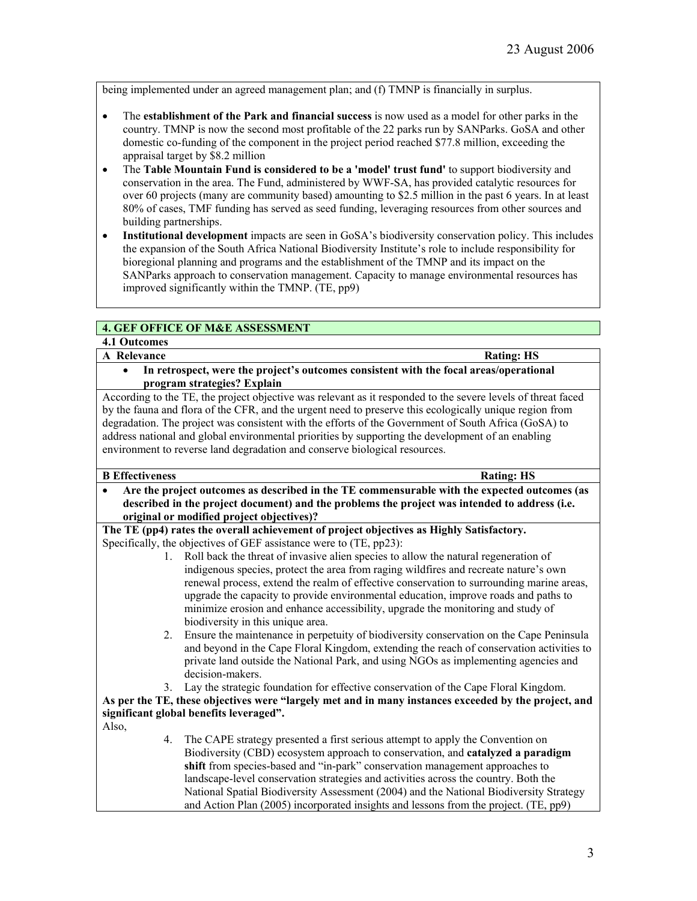being implemented under an agreed management plan; and (f) TMNP is financially in surplus.

- The **establishment of the Park and financial success** is now used as a model for other parks in the country. TMNP is now the second most profitable of the 22 parks run by SANParks. GoSA and other domestic co-funding of the component in the project period reached $77.8 million, exceeding the appraisal target by $8.2 million
- The **Table Mountain Fund is considered to be a 'model' trust fund** to support biodiversity and conservation in the area. The Fund, administered by WWF-SA, has provided catalytic resources for over 60 projects (many are community based) amounting to $2.5 million in the past 6 years. In at least 80% of cases, TMF funding has served as seed funding, leveraging resources from other sources and building partnerships.
- **Institutional development** impacts are seen in GoSA's biodiversity conservation policy. This includes the expansion of the South Africa National Biodiversity Institute's role to include responsibility for bioregional planning and programs and the establishment of the TMNP and its impact on the SANParks approach to conservation management. Capacity to manage environmental resources has improved significantly within the TMNP. (TE, pp9)

## 4. GEF OFFICE OF M&E ASSESSMENT

### 4.1 Outcomes

**A Relevance** — **Rating: HS**

- **In retrospect, were the project's outcomes consistent with the focal areas/operational program strategies? Explain**

According to the TE, the project objective was relevant as it responded to the severe levels of threat faced by the fauna and flora of the CFR, and the urgent need to preserve this ecologically unique region from degradation. The project was consistent with the efforts of the Government of South Africa (GoSA) to address national and global environmental priorities by supporting the development of an enabling environment to reverse land degradation and conserve biological resources.

**B Effectiveness** — **Rating: HS**

- **Are the project outcomes as described in the TE commensurable with the expected outcomes (as described in the project document) and the problems the project was intended to address (i.e. original or modified project objectives)?**

**The TE (pp4) rates the overall achievement of project objectives as Highly Satisfactory.**

Specifically, the objectives of GEF assistance were to (TE, pp23):

1. Roll back the threat of invasive alien species to allow the natural regeneration of indigenous species, protect the area from raging wildfires and recreate nature's own renewal process, extend the realm of effective conservation to surrounding marine areas, upgrade the capacity to provide environmental education, improve roads and paths to minimize erosion and enhance accessibility, upgrade the monitoring and study of biodiversity in this unique area.
2. Ensure the maintenance in perpetuity of biodiversity conservation on the Cape Peninsula and beyond in the Cape Floral Kingdom, extending the reach of conservation activities to private land outside the National Park, and using NGOs as implementing agencies and decision-makers.
3. Lay the strategic foundation for effective conservation of the Cape Floral Kingdom.

**As per the TE, these objectives were "largely met and in many instances exceeded by the project, and significant global benefits leveraged".**

Also,

4. The CAPE strategy presented a first serious attempt to apply the Convention on Biodiversity (CBD) ecosystem approach to conservation, and **catalyzed a paradigm shift** from species-based and "in-park" conservation management approaches to landscape-level conservation strategies and activities across the country. Both the National Spatial Biodiversity Assessment (2004) and the National Biodiversity Strategy and Action Plan (2005) incorporated insights and lessons from the project. (TE, pp9)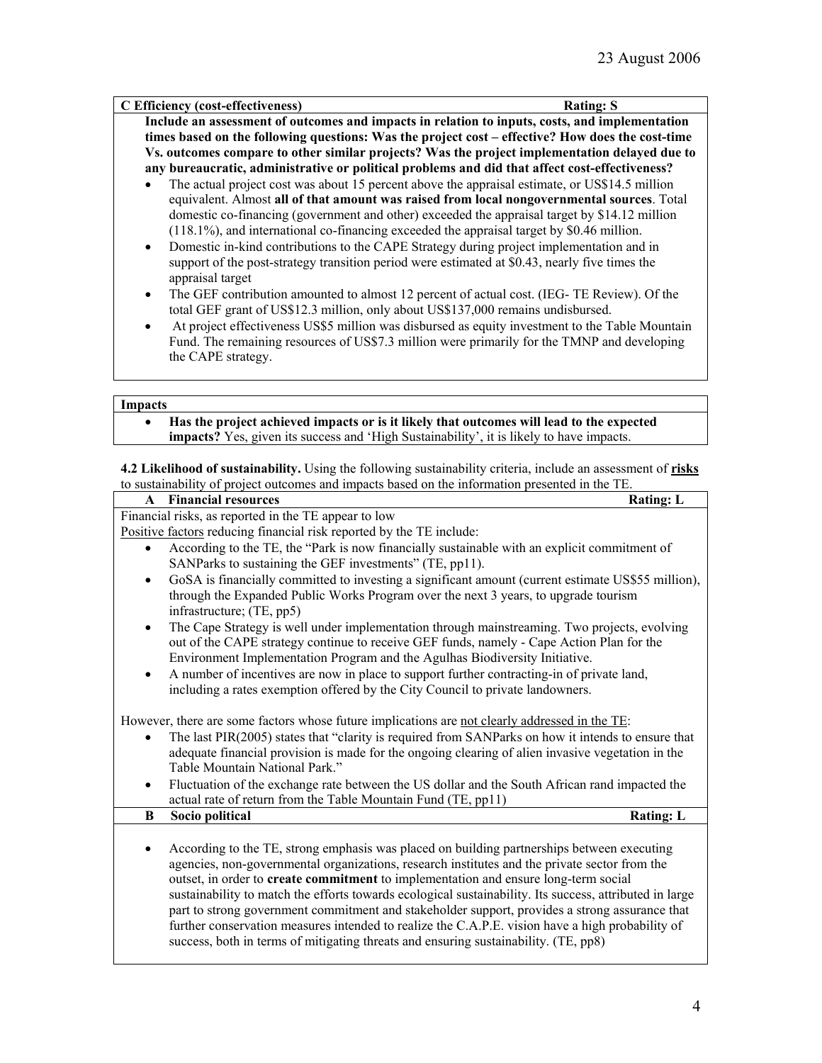23 August 2006

**C Efficiency (cost-effectiveness)** **Rating: S**

**Include an assessment of outcomes and impacts in relation to inputs, costs, and implementation times based on the following questions: Was the project cost – effective? How does the cost-time Vs. outcomes compare to other similar projects? Was the project implementation delayed due to any bureaucratic, administrative or political problems and did that affect cost-effectiveness?**

- The actual project cost was about 15 percent above the appraisal estimate, or US$14.5 million equivalent. Almost **all of that amount was raised from local nongovernmental sources**. Total domestic co-financing (government and other) exceeded the appraisal target by $14.12 million (118.1%), and international co-financing exceeded the appraisal target by $0.46 million.
- Domestic in-kind contributions to the CAPE Strategy during project implementation and in support of the post-strategy transition period were estimated at $0.43, nearly five times the appraisal target
- The GEF contribution amounted to almost 12 percent of actual cost. (IEG- TE Review). Of the total GEF grant of US$12.3 million, only about US$137,000 remains undisbursed.
- At project effectiveness US$5 million was disbursed as equity investment to the Table Mountain Fund. The remaining resources of US$7.3 million were primarily for the TMNP and developing the CAPE strategy.

**Impacts**

- **Has the project achieved impacts or is it likely that outcomes will lead to the expected impacts?** Yes, given its success and 'High Sustainability', it is likely to have impacts.

**4.2 Likelihood of sustainability.** Using the following sustainability criteria, include an assessment of **risks** to sustainability of project outcomes and impacts based on the information presented in the TE.

**A Financial resources** **Rating: L**

Financial risks, as reported in the TE appear to low

Positive factors reducing financial risk reported by the TE include:

- According to the TE, the "Park is now financially sustainable with an explicit commitment of SANParks to sustaining the GEF investments" (TE, pp11).
- GoSA is financially committed to investing a significant amount (current estimate US$55 million), through the Expanded Public Works Program over the next 3 years, to upgrade tourism infrastructure; (TE, pp5)
- The Cape Strategy is well under implementation through mainstreaming. Two projects, evolving out of the CAPE strategy continue to receive GEF funds, namely - Cape Action Plan for the Environment Implementation Program and the Agulhas Biodiversity Initiative.
- A number of incentives are now in place to support further contracting-in of private land, including a rates exemption offered by the City Council to private landowners.

However, there are some factors whose future implications are not clearly addressed in the TE:

- The last PIR(2005) states that "clarity is required from SANParks on how it intends to ensure that adequate financial provision is made for the ongoing clearing of alien invasive vegetation in the Table Mountain National Park."
- Fluctuation of the exchange rate between the US dollar and the South African rand impacted the actual rate of return from the Table Mountain Fund (TE, pp11)

**B Socio political** **Rating: L**

- According to the TE, strong emphasis was placed on building partnerships between executing agencies, non-governmental organizations, research institutes and the private sector from the outset, in order to **create commitment** to implementation and ensure long-term social sustainability to match the efforts towards ecological sustainability. Its success, attributed in large part to strong government commitment and stakeholder support, provides a strong assurance that further conservation measures intended to realize the C.A.P.E. vision have a high probability of success, both in terms of mitigating threats and ensuring sustainability. (TE, pp8)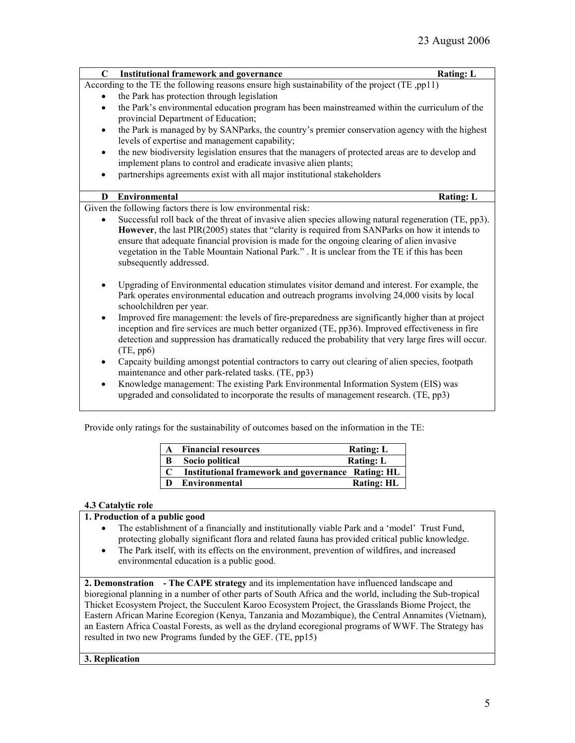| C Institutional framework and governance | Rating: L |
|---|---|

According to the TE the following reasons ensure high sustainability of the project (TE ,pp11)

- the Park has protection through legislation
- the Park's environmental education program has been mainstreamed within the curriculum of the provincial Department of Education;
- the Park is managed by by SANParks, the country's premier conservation agency with the highest levels of expertise and management capability;
- the new biodiversity legislation ensures that the managers of protected areas are to develop and implement plans to control and eradicate invasive alien plants;
- partnerships agreements exist with all major institutional stakeholders

| D Environmental | Rating: L |
|---|---|

Given the following factors there is low environmental risk:

- Successful roll back of the threat of invasive alien species allowing natural regeneration (TE, pp3). **However**, the last PIR(2005) states that "clarity is required from SANParks on how it intends to ensure that adequate financial provision is made for the ongoing clearing of alien invasive vegetation in the Table Mountain National Park." . It is unclear from the TE if this has been subsequently addressed.

- Upgrading of Environmental education stimulates visitor demand and interest. For example, the Park operates environmental education and outreach programs involving 24,000 visits by local schoolchildren per year.
- Improved fire management: the levels of fire-preparedness are significantly higher than at project inception and fire services are much better organized (TE, pp36). Improved effectiveness in fire detection and suppression has dramatically reduced the probability that very large fires will occur. (TE, pp6)
- Capcaity building amongst potential contractors to carry out clearing of alien species, footpath maintenance and other park-related tasks. (TE, pp3)
- Knowledge management: The existing Park Environmental Information System (EIS) was upgraded and consolidated to incorporate the results of management research. (TE, pp3)

Provide only ratings for the sustainability of outcomes based on the information in the TE:

| | | |
|---|---|---|
| **A** | **Financial resources** | **Rating: L** |
| **B** | **Socio political** | **Rating: L** |
| **C** | **Institutional framework and governance** | **Rating: HL** |
| **D** | **Environmental** | **Rating: HL** |

**4.3 Catalytic role**

**1. Production of a public good**

- The establishment of a financially and institutionally viable Park and a 'model' Trust Fund, protecting globally significant flora and related fauna has provided critical public knowledge.
- The Park itself, with its effects on the environment, prevention of wildfires, and increased environmental education is a public good.

**2. Demonstration - The CAPE strategy** and its implementation have influenced landscape and bioregional planning in a number of other parts of South Africa and the world, including the Sub-tropical Thicket Ecosystem Project, the Succulent Karoo Ecosystem Project, the Grasslands Biome Project, the Eastern African Marine Ecoregion (Kenya, Tanzania and Mozambique), the Central Annamites (Vietnam), an Eastern Africa Coastal Forests, as well as the dryland ecoregional programs of WWF. The Strategy has resulted in two new Programs funded by the GEF. (TE, pp15)

**3. Replication**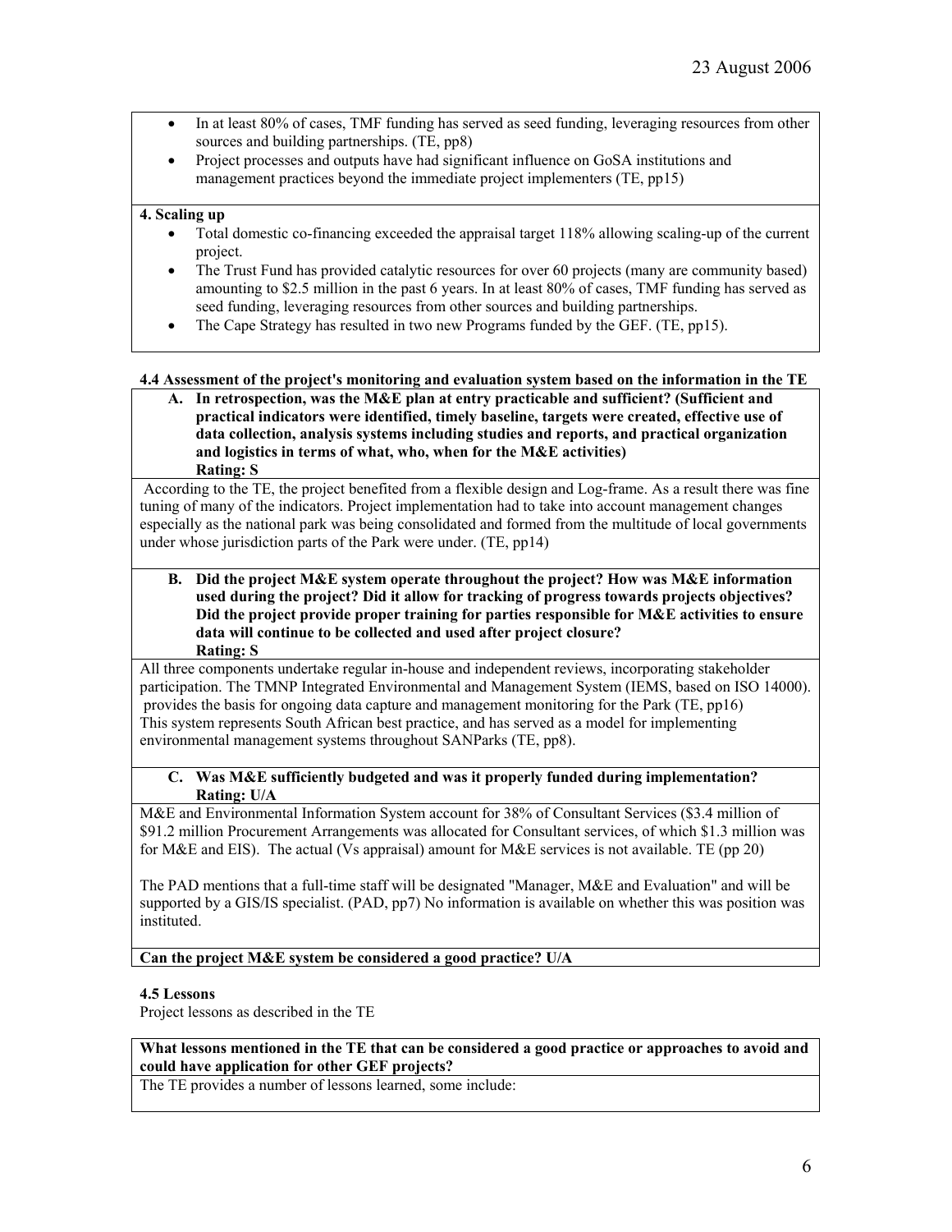- In at least 80% of cases, TMF funding has served as seed funding, leveraging resources from other sources and building partnerships. (TE, pp8)
- Project processes and outputs have had significant influence on GoSA institutions and management practices beyond the immediate project implementers (TE, pp15)

**4. Scaling up**

- Total domestic co-financing exceeded the appraisal target 118% allowing scaling-up of the current project.
- The Trust Fund has provided catalytic resources for over 60 projects (many are community based) amounting to $2.5 million in the past 6 years. In at least 80% of cases, TMF funding has served as seed funding, leveraging resources from other sources and building partnerships.
- The Cape Strategy has resulted in two new Programs funded by the GEF. (TE, pp15).

**4.4 Assessment of the project's monitoring and evaluation system based on the information in the TE**

**A. In retrospection, was the M&E plan at entry practicable and sufficient? (Sufficient and practical indicators were identified, timely baseline, targets were created, effective use of data collection, analysis systems including studies and reports, and practical organization and logistics in terms of what, who, when for the M&E activities)**
**Rating: S**

According to the TE, the project benefited from a flexible design and Log-frame. As a result there was fine tuning of many of the indicators. Project implementation had to take into account management changes especially as the national park was being consolidated and formed from the multitude of local governments under whose jurisdiction parts of the Park were under. (TE, pp14)

**B. Did the project M&E system operate throughout the project? How was M&E information used during the project? Did it allow for tracking of progress towards projects objectives? Did the project provide proper training for parties responsible for M&E activities to ensure data will continue to be collected and used after project closure?**
**Rating: S**

All three components undertake regular in-house and independent reviews, incorporating stakeholder participation. The TMNP Integrated Environmental and Management System (IEMS, based on ISO 14000). provides the basis for ongoing data capture and management monitoring for the Park (TE, pp16) This system represents South African best practice, and has served as a model for implementing environmental management systems throughout SANParks (TE, pp8).

**C. Was M&E sufficiently budgeted and was it properly funded during implementation?**
**Rating: U/A**

M&E and Environmental Information System account for 38% of Consultant Services ($3.4 million of $91.2 million Procurement Arrangements was allocated for Consultant services, of which $1.3 million was for M&E and EIS). The actual (Vs appraisal) amount for M&E services is not available. TE (pp 20)

The PAD mentions that a full-time staff will be designated "Manager, M&E and Evaluation" and will be supported by a GIS/IS specialist. (PAD, pp7) No information is available on whether this was position was instituted.

**Can the project M&E system be considered a good practice? U/A**

**4.5 Lessons**

Project lessons as described in the TE

**What lessons mentioned in the TE that can be considered a good practice or approaches to avoid and could have application for other GEF projects?**

The TE provides a number of lessons learned, some include: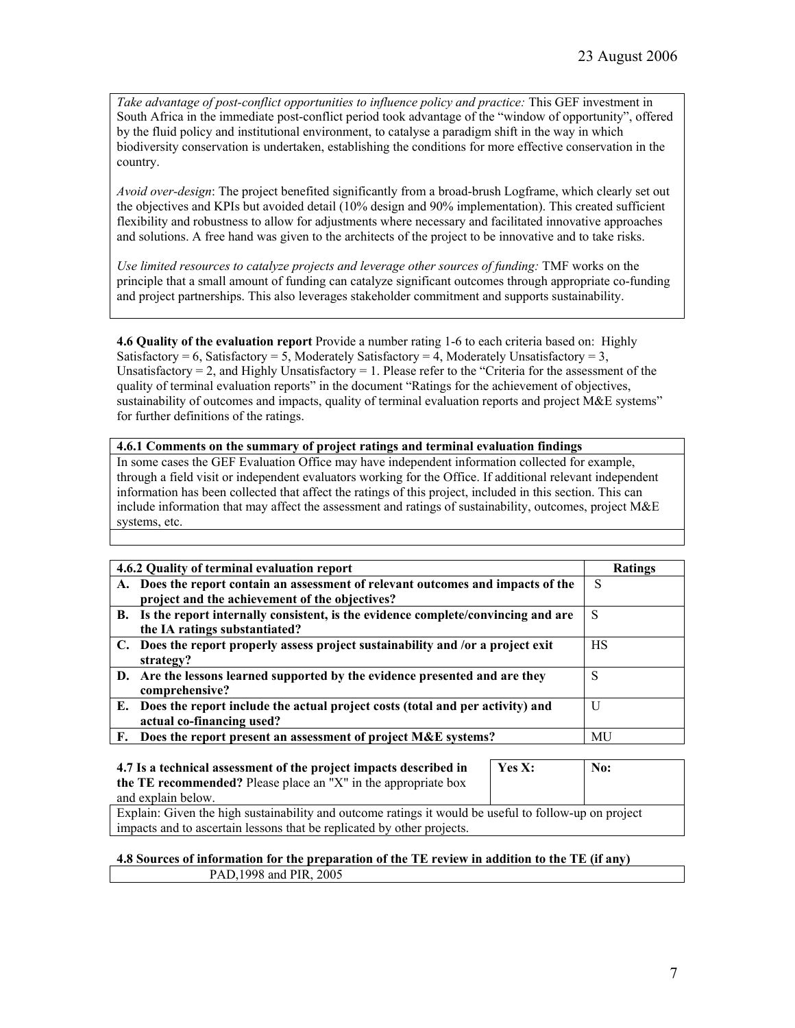*Take advantage of post-conflict opportunities to influence policy and practice:* This GEF investment in South Africa in the immediate post-conflict period took advantage of the "window of opportunity", offered by the fluid policy and institutional environment, to catalyse a paradigm shift in the way in which biodiversity conservation is undertaken, establishing the conditions for more effective conservation in the country.

*Avoid over-design*: The project benefited significantly from a broad-brush Logframe, which clearly set out the objectives and KPIs but avoided detail (10% design and 90% implementation). This created sufficient flexibility and robustness to allow for adjustments where necessary and facilitated innovative approaches and solutions. A free hand was given to the architects of the project to be innovative and to take risks.

*Use limited resources to catalyze projects and leverage other sources of funding:* TMF works on the principle that a small amount of funding can catalyze significant outcomes through appropriate co-funding and project partnerships. This also leverages stakeholder commitment and supports sustainability.

**4.6 Quality of the evaluation report** Provide a number rating 1-6 to each criteria based on: Highly Satisfactory = 6, Satisfactory = 5, Moderately Satisfactory = 4, Moderately Unsatisfactory = 3, Unsatisfactory = 2, and Highly Unsatisfactory = 1. Please refer to the "Criteria for the assessment of the quality of terminal evaluation reports" in the document "Ratings for the achievement of objectives, sustainability of outcomes and impacts, quality of terminal evaluation reports and project M&E systems" for further definitions of the ratings.

**4.6.1 Comments on the summary of project ratings and terminal evaluation findings**

In some cases the GEF Evaluation Office may have independent information collected for example, through a field visit or independent evaluators working for the Office. If additional relevant independent information has been collected that affect the ratings of this project, included in this section. This can include information that may affect the assessment and ratings of sustainability, outcomes, project M&E systems, etc.

| 4.6.2 Quality of terminal evaluation report | Ratings |
|---|---|
| **A. Does the report contain an assessment of relevant outcomes and impacts of the project and the achievement of the objectives?** | S |
| **B. Is the report internally consistent, is the evidence complete/convincing and are the IA ratings substantiated?** | S |
| **C. Does the report properly assess project sustainability and /or a project exit strategy?** | HS |
| **D. Are the lessons learned supported by the evidence presented and are they comprehensive?** | S |
| **E. Does the report include the actual project costs (total and per activity) and actual co-financing used?** | U |
| **F. Does the report present an assessment of project M&E systems?** | MU |

| **4.7 Is a technical assessment of the project impacts described in the TE recommended?** Please place an "X" in the appropriate box and explain below. | Yes X: | No: |
|---|---|---|
| Explain: Given the high sustainability and outcome ratings it would be useful to follow-up on project impacts and to ascertain lessons that be replicated by other projects. | | |

**4.8 Sources of information for the preparation of the TE review in addition to the TE (if any)**

PAD,1998 and PIR, 2005